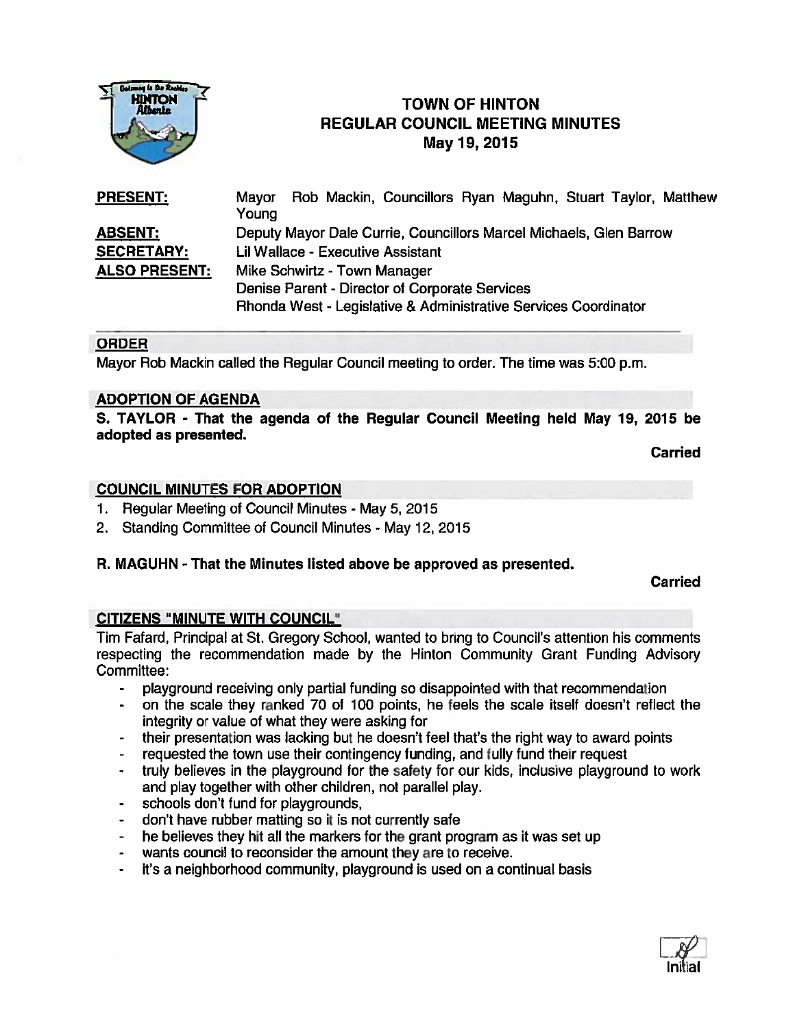# TOWN OF HINTON
## REGULAR COUNCIL MEETING MINUTES
### May 19, 2015

| | |
|---|---|
| **PRESENT:** | Mayor Rob Mackin, Councillors Ryan Maguhn, Stuart Taylor, Matthew Young |
| **ABSENT:** | Deputy Mayor Dale Currie, Councillors Marcel Michaels, Glen Barrow |
| **SECRETARY:** | Lil Wallace - Executive Assistant |
| **ALSO PRESENT:** | Mike Schwirtz - Town Manager<br>Denise Parent - Director of Corporate Services<br>Rhonda West - Legislative & Administrative Services Coordinator |

## ORDER

Mayor Rob Mackin called the Regular Council meeting to order. The time was 5:00 p.m.

## ADOPTION OF AGENDA

**S. TAYLOR - That the agenda of the Regular Council Meeting held May 19, 2015 be adopted as presented.**

**Carried**

## COUNCIL MINUTES FOR ADOPTION

1. Regular Meeting of Council Minutes - May 5, 2015
2. Standing Committee of Council Minutes - May 12, 2015

**R. MAGUHN - That the Minutes listed above be approved as presented.**

**Carried**

## CITIZENS "MINUTE WITH COUNCIL"

Tim Fafard, Principal at St. Gregory School, wanted to bring to Council's attention his comments respecting the recommendation made by the Hinton Community Grant Funding Advisory Committee:

- playground receiving only partial funding so disappointed with that recommendation
- on the scale they ranked 70 of 100 points, he feels the scale itself doesn't reflect the integrity or value of what they were asking for
- their presentation was lacking but he doesn't feel that's the right way to award points
- requested the town use their contingency funding, and fully fund their request
- truly believes in the playground for the safety for our kids, inclusive playground to work and play together with other children, not parallel play.
- schools don't fund for playgrounds,
- don't have rubber matting so it is not currently safe
- he believes they hit all the markers for the grant program as it was set up
- wants council to reconsider the amount they are to receive.
- it's a neighborhood community, playground is used on a continual basis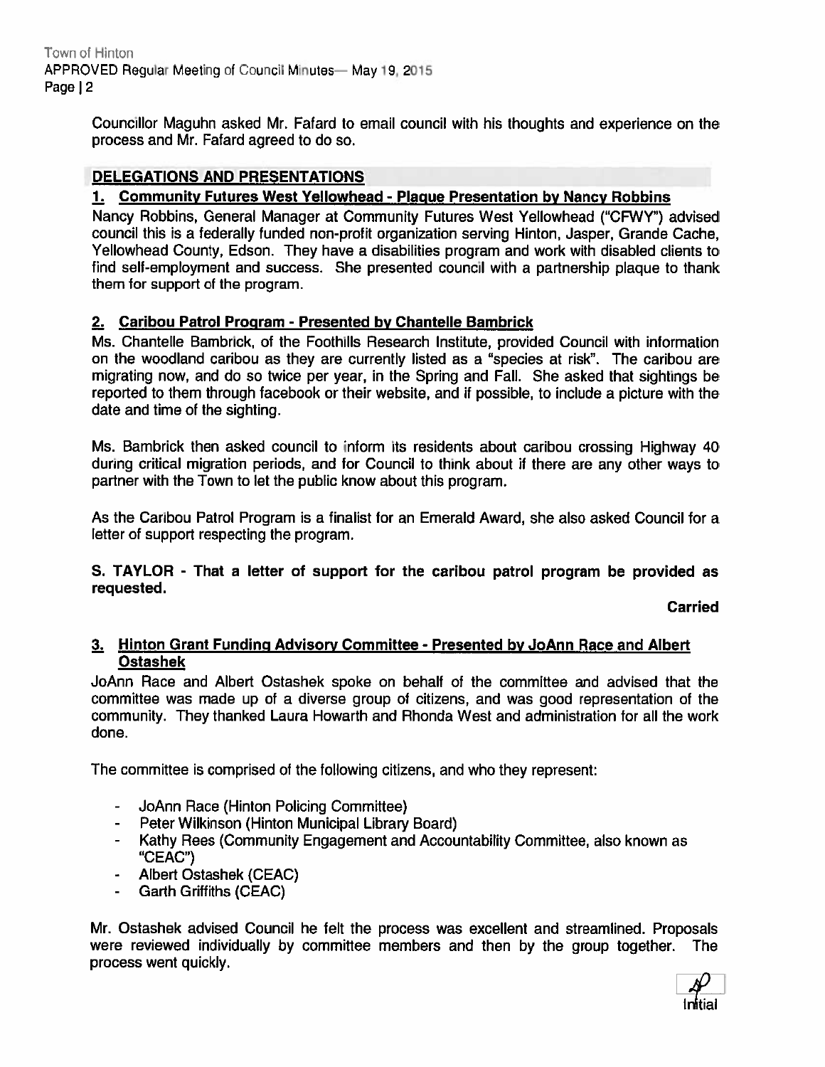Councillor Maguhn asked Mr. Fafard to email council with his thoughts and experience on the process and Mr. Fafard agreed to do so.

## DELEGATIONS AND PRESENTATIONS

### 1. Community Futures West Yellowhead - Plaque Presentation by Nancy Robbins

Nancy Robbins, General Manager at Community Futures West Yellowhead ("CFWY") advised council this is a federally funded non-profit organization serving Hinton, Jasper, Grande Cache, Yellowhead County, Edson. They have a disabilities program and work with disabled clients to find self-employment and success. She presented council with a partnership plaque to thank them for support of the program.

### 2. Caribou Patrol Program - Presented by Chantelle Bambrick

Ms. Chantelle Bambrick, of the Foothills Research Institute, provided Council with information on the woodland caribou as they are currently listed as a "species at risk". The caribou are migrating now, and do so twice per year, in the Spring and Fall. She asked that sightings be reported to them through facebook or their website, and if possible, to include a picture with the date and time of the sighting.

Ms. Bambrick then asked council to inform its residents about caribou crossing Highway 40 during critical migration periods, and for Council to think about if there are any other ways to partner with the Town to let the public know about this program.

As the Caribou Patrol Program is a finalist for an Emerald Award, she also asked Council for a letter of support respecting the program.

**S. TAYLOR - That a letter of support for the caribou patrol program be provided as requested.**

**Carried**

### 3. Hinton Grant Funding Advisory Committee - Presented by JoAnn Race and Albert Ostashek

JoAnn Race and Albert Ostashek spoke on behalf of the committee and advised that the committee was made up of a diverse group of citizens, and was good representation of the community. They thanked Laura Howarth and Rhonda West and administration for all the work done.

The committee is comprised of the following citizens, and who they represent:

- JoAnn Race (Hinton Policing Committee)
- Peter Wilkinson (Hinton Municipal Library Board)
- Kathy Rees (Community Engagement and Accountability Committee, also known as "CEAC")
- Albert Ostashek (CEAC)
- Garth Griffiths (CEAC)

Mr. Ostashek advised Council he felt the process was excellent and streamlined. Proposals were reviewed individually by committee members and then by the group together. The process went quickly.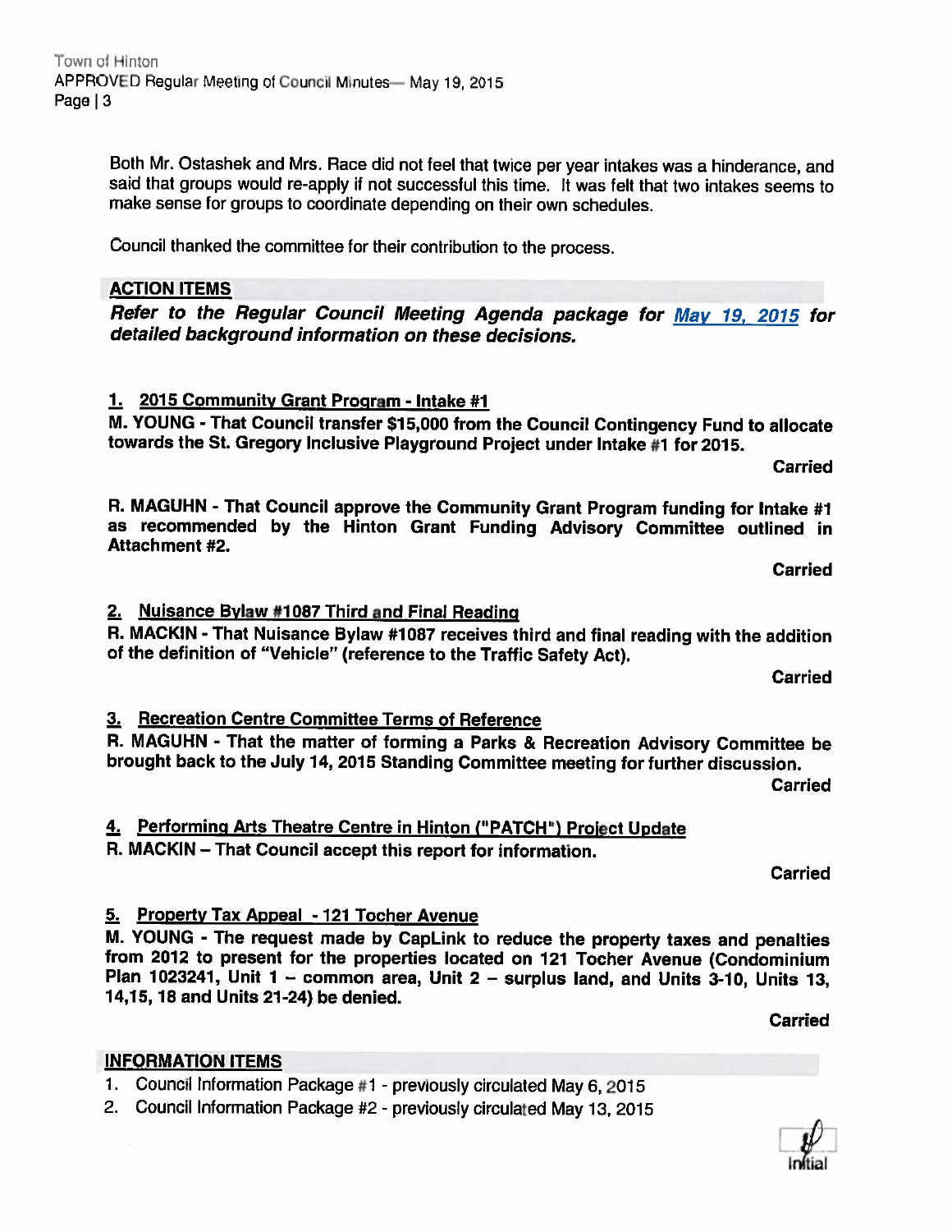Both Mr. Ostashek and Mrs. Race did not feel that twice per year intakes was a hinderance, and said that groups would re-apply if not successful this time. It was felt that two intakes seems to make sense for groups to coordinate depending on their own schedules.

Council thanked the committee for their contribution to the process.

## ACTION ITEMS

***Refer to the Regular Council Meeting Agenda package for May 19, 2015 for detailed background information on these decisions.***

### 1. 2015 Community Grant Program - Intake #1

**M. YOUNG - That Council transfer $15,000 from the Council Contingency Fund to allocate towards the St. Gregory Inclusive Playground Project under Intake #1 for 2015.**

**Carried**

**R. MAGUHN - That Council approve the Community Grant Program funding for Intake #1 as recommended by the Hinton Grant Funding Advisory Committee outlined in Attachment #2.**

**Carried**

### 2. Nuisance Bylaw #1087 Third and Final Reading

**R. MACKIN - That Nuisance Bylaw #1087 receives third and final reading with the addition of the definition of "Vehicle" (reference to the Traffic Safety Act).**

**Carried**

### 3. Recreation Centre Committee Terms of Reference

**R. MAGUHN - That the matter of forming a Parks & Recreation Advisory Committee be brought back to the July 14, 2015 Standing Committee meeting for further discussion.**

**Carried**

### 4. Performing Arts Theatre Centre in Hinton ("PATCH") Project Update

**R. MACKIN – That Council accept this report for information.**

**Carried**

### 5. Property Tax Appeal - 121 Tocher Avenue

**M. YOUNG - The request made by CapLink to reduce the property taxes and penalties from 2012 to present for the properties located on 121 Tocher Avenue (Condominium Plan 1023241, Unit 1 – common area, Unit 2 – surplus land, and Units 3-10, Units 13, 14,15, 18 and Units 21-24) be denied.**

**Carried**

## INFORMATION ITEMS

1. Council Information Package #1 - previously circulated May 6, 2015
2. Council Information Package #2 - previously circulated May 13, 2015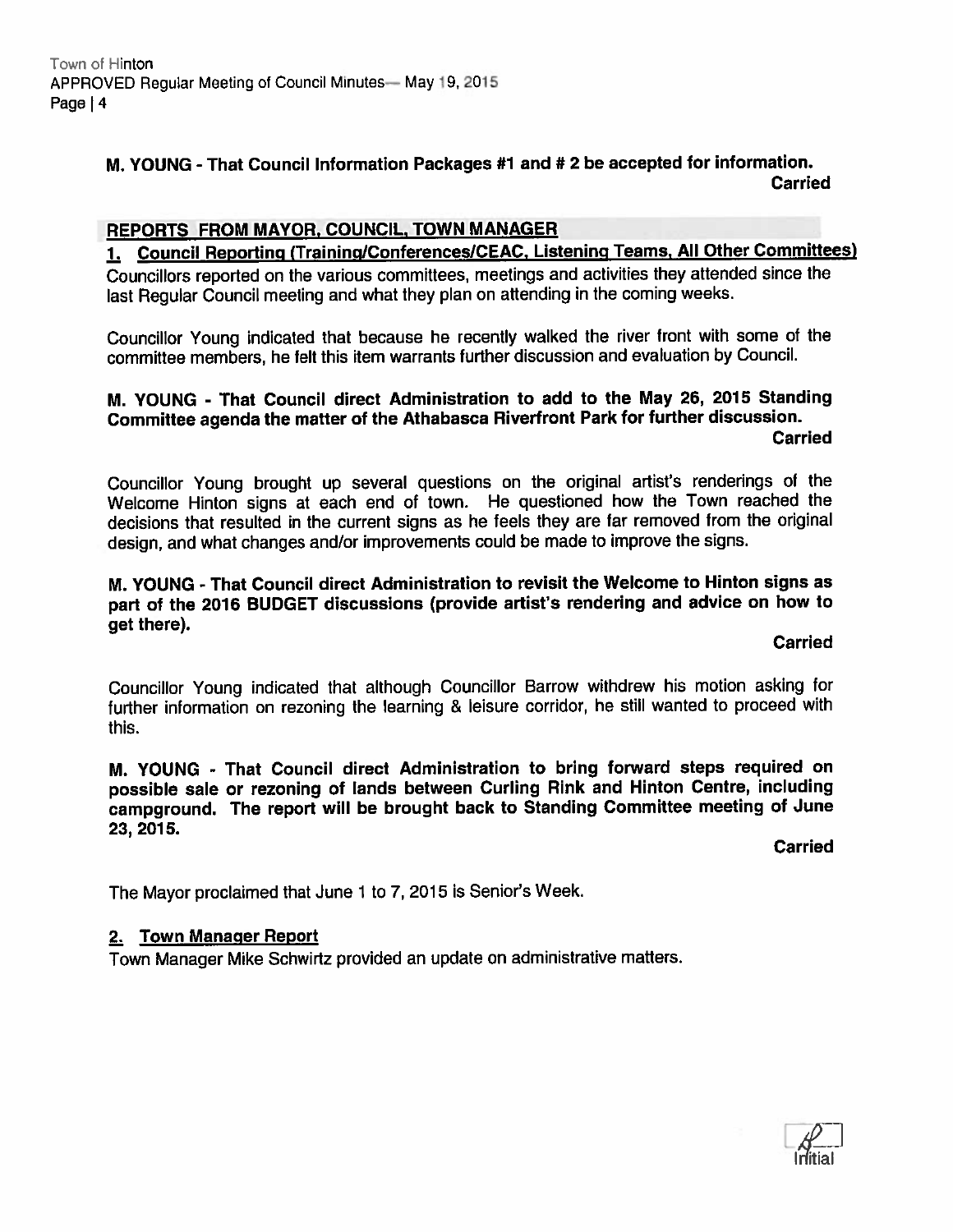**M. YOUNG - That Council Information Packages #1 and # 2 be accepted for information.**
**Carried**

## REPORTS FROM MAYOR, COUNCIL, TOWN MANAGER

### 1. Council Reporting (Training/Conferences/CEAC, Listening Teams, All Other Committees)

Councillors reported on the various committees, meetings and activities they attended since the last Regular Council meeting and what they plan on attending in the coming weeks.

Councillor Young indicated that because he recently walked the river front with some of the committee members, he felt this item warrants further discussion and evaluation by Council.

**M. YOUNG - That Council direct Administration to add to the May 26, 2015 Standing Committee agenda the matter of the Athabasca Riverfront Park for further discussion.**
**Carried**

Councillor Young brought up several questions on the original artist's renderings of the Welcome Hinton signs at each end of town. He questioned how the Town reached the decisions that resulted in the current signs as he feels they are far removed from the original design, and what changes and/or improvements could be made to improve the signs.

**M. YOUNG - That Council direct Administration to revisit the Welcome to Hinton signs as part of the 2016 BUDGET discussions (provide artist's rendering and advice on how to get there).**
**Carried**

Councillor Young indicated that although Councillor Barrow withdrew his motion asking for further information on rezoning the learning & leisure corridor, he still wanted to proceed with this.

**M. YOUNG - That Council direct Administration to bring forward steps required on possible sale or rezoning of lands between Curling Rink and Hinton Centre, including campground. The report will be brought back to Standing Committee meeting of June 23, 2015.**
**Carried**

The Mayor proclaimed that June 1 to 7, 2015 is Senior's Week.

### 2. Town Manager Report

Town Manager Mike Schwirtz provided an update on administrative matters.

Initial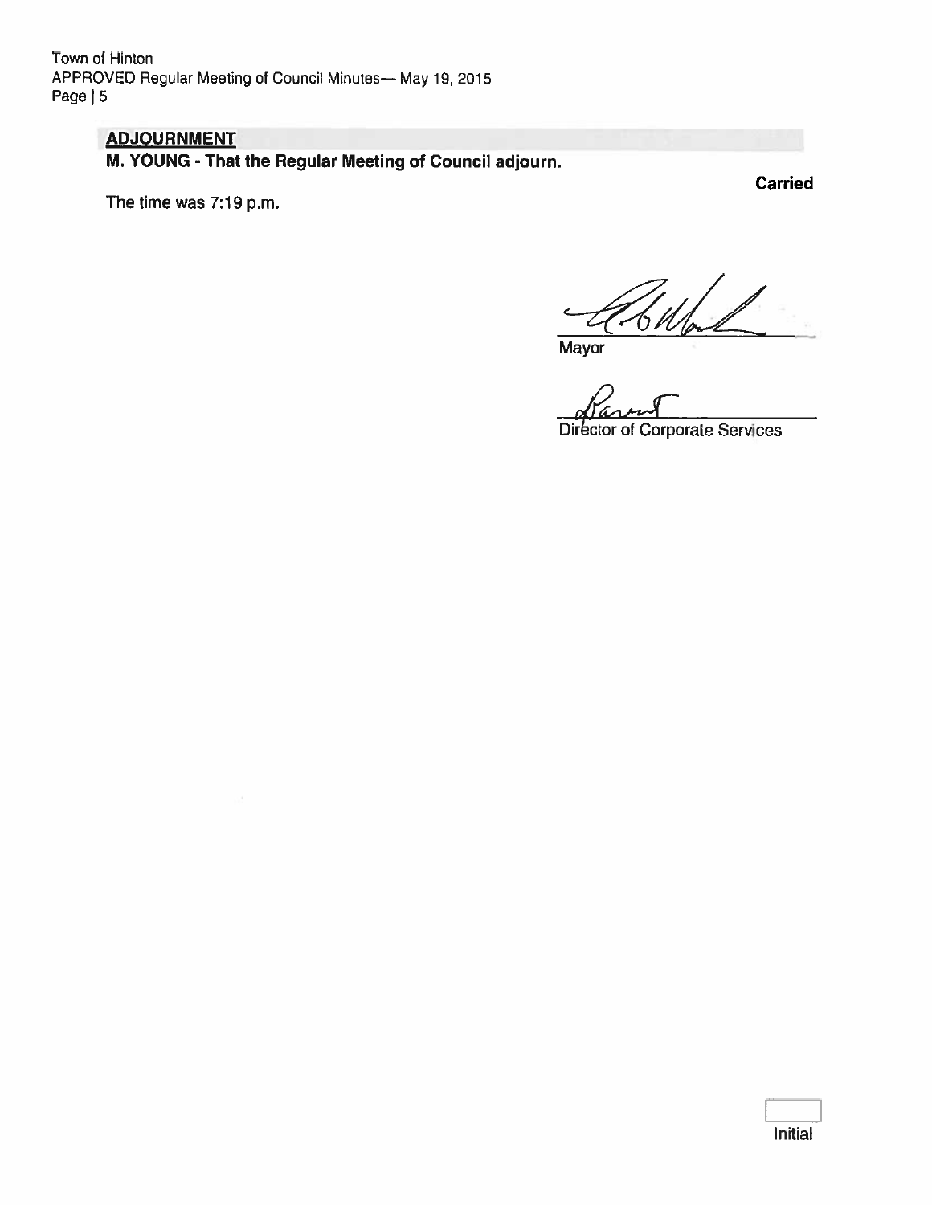## ADJOURNMENT

**M. YOUNG - That the Regular Meeting of Council adjourn.**

**Carried**

The time was 7:19 p.m.

Mayor

Director of Corporate Services

Initial